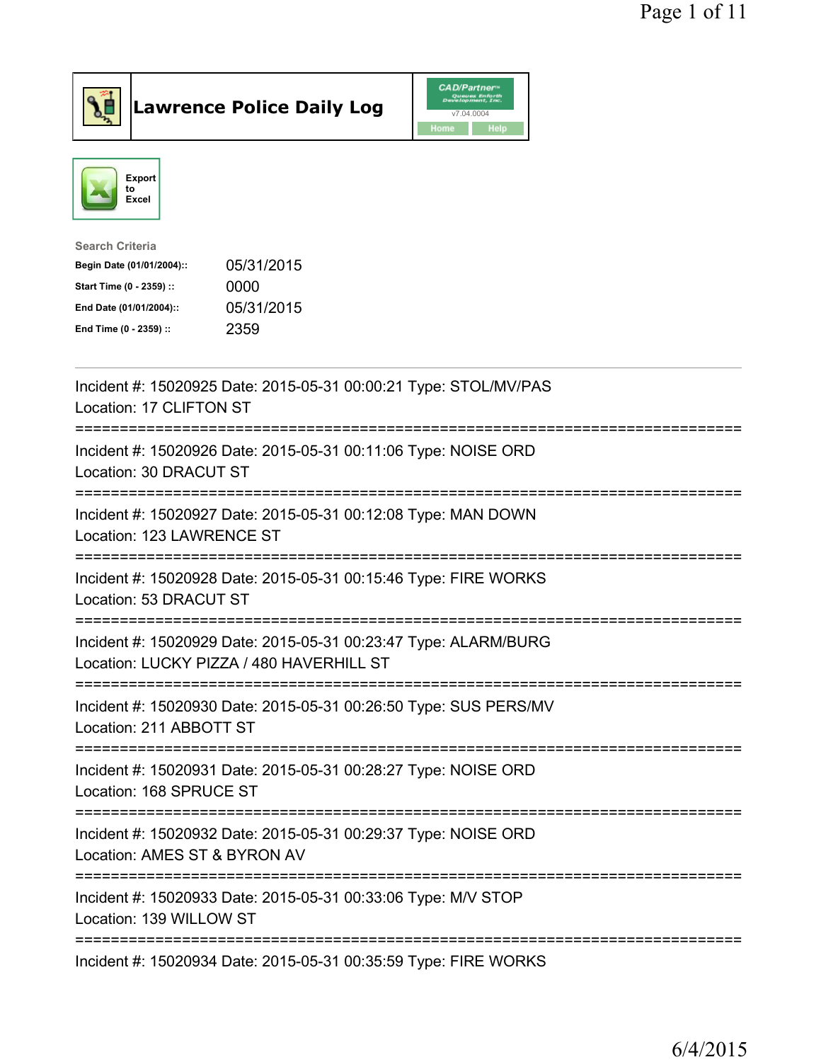# Lawrence Police Daily Log

Export to Excel

**Search Criteria**

| | |
|---|---|
| Begin Date (01/01/2004):: | 05/31/2015 |
| Start Time (0 - 2359) :: | 0000 |
| End Date (01/01/2004):: | 05/31/2015 |
| End Time (0 - 2359) :: | 2359 |

---

Incident #: 15020925 Date: 2015-05-31 00:00:21 Type: STOL/MV/PAS
Location: 17 CLIFTON ST

===========================================================================

Incident #: 15020926 Date: 2015-05-31 00:11:06 Type: NOISE ORD
Location: 30 DRACUT ST

===========================================================================

Incident #: 15020927 Date: 2015-05-31 00:12:08 Type: MAN DOWN
Location: 123 LAWRENCE ST

===========================================================================

Incident #: 15020928 Date: 2015-05-31 00:15:46 Type: FIRE WORKS
Location: 53 DRACUT ST

===========================================================================

Incident #: 15020929 Date: 2015-05-31 00:23:47 Type: ALARM/BURG
Location: LUCKY PIZZA / 480 HAVERHILL ST

===========================================================================

Incident #: 15020930 Date: 2015-05-31 00:26:50 Type: SUS PERS/MV
Location: 211 ABBOTT ST

===========================================================================

Incident #: 15020931 Date: 2015-05-31 00:28:27 Type: NOISE ORD
Location: 168 SPRUCE ST

===========================================================================

Incident #: 15020932 Date: 2015-05-31 00:29:37 Type: NOISE ORD
Location: AMES ST & BYRON AV

===========================================================================

Incident #: 15020933 Date: 2015-05-31 00:33:06 Type: M/V STOP
Location: 139 WILLOW ST

===========================================================================

Incident #: 15020934 Date: 2015-05-31 00:35:59 Type: FIRE WORKS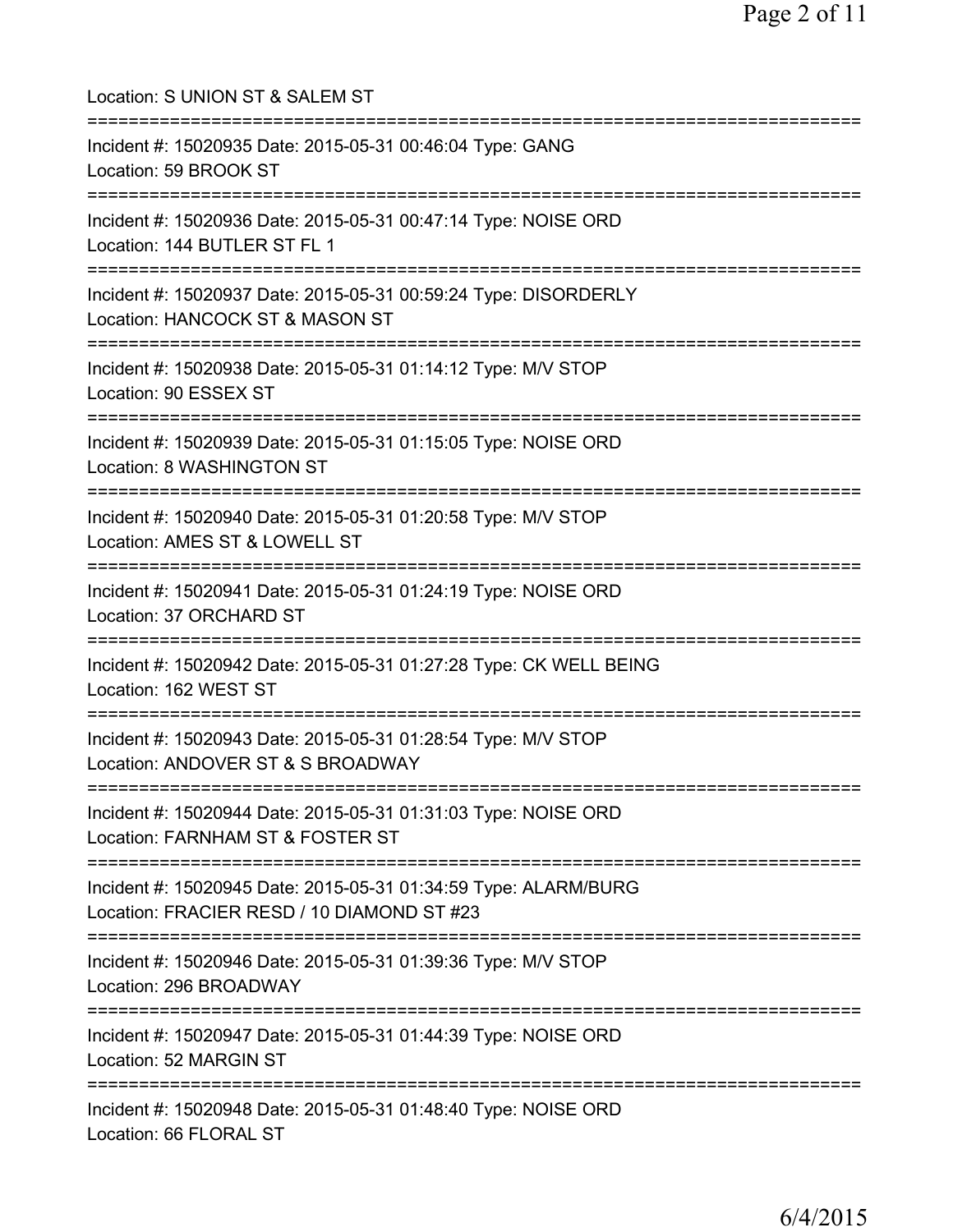Location: S UNION ST & SALEM ST

===========================================================================

Incident #: 15020935 Date: 2015-05-31 00:46:04 Type: GANG
Location: 59 BROOK ST

===========================================================================

Incident #: 15020936 Date: 2015-05-31 00:47:14 Type: NOISE ORD
Location: 144 BUTLER ST FL 1

===========================================================================

Incident #: 15020937 Date: 2015-05-31 00:59:24 Type: DISORDERLY
Location: HANCOCK ST & MASON ST

===========================================================================

Incident #: 15020938 Date: 2015-05-31 01:14:12 Type: M/V STOP
Location: 90 ESSEX ST

===========================================================================

Incident #: 15020939 Date: 2015-05-31 01:15:05 Type: NOISE ORD
Location: 8 WASHINGTON ST

===========================================================================

Incident #: 15020940 Date: 2015-05-31 01:20:58 Type: M/V STOP
Location: AMES ST & LOWELL ST

===========================================================================

Incident #: 15020941 Date: 2015-05-31 01:24:19 Type: NOISE ORD
Location: 37 ORCHARD ST

===========================================================================

Incident #: 15020942 Date: 2015-05-31 01:27:28 Type: CK WELL BEING
Location: 162 WEST ST

===========================================================================

Incident #: 15020943 Date: 2015-05-31 01:28:54 Type: M/V STOP
Location: ANDOVER ST & S BROADWAY

===========================================================================

Incident #: 15020944 Date: 2015-05-31 01:31:03 Type: NOISE ORD
Location: FARNHAM ST & FOSTER ST

===========================================================================

Incident #: 15020945 Date: 2015-05-31 01:34:59 Type: ALARM/BURG
Location: FRACIER RESD / 10 DIAMOND ST #23

===========================================================================

Incident #: 15020946 Date: 2015-05-31 01:39:36 Type: M/V STOP
Location: 296 BROADWAY

===========================================================================

Incident #: 15020947 Date: 2015-05-31 01:44:39 Type: NOISE ORD
Location: 52 MARGIN ST

===========================================================================

Incident #: 15020948 Date: 2015-05-31 01:48:40 Type: NOISE ORD
Location: 66 FLORAL ST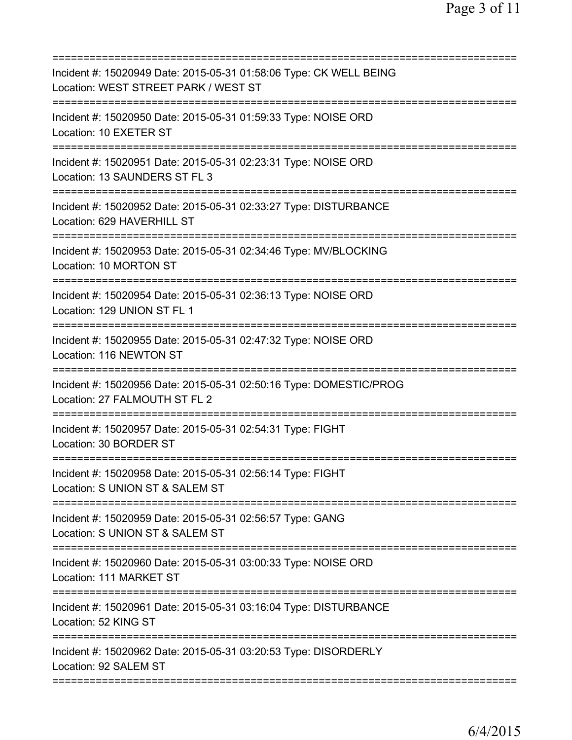===========================================================================
Incident #: 15020949 Date: 2015-05-31 01:58:06 Type: CK WELL BEING
Location: WEST STREET PARK / WEST ST
===========================================================================
Incident #: 15020950 Date: 2015-05-31 01:59:33 Type: NOISE ORD
Location: 10 EXETER ST
===========================================================================
Incident #: 15020951 Date: 2015-05-31 02:23:31 Type: NOISE ORD
Location: 13 SAUNDERS ST FL 3
===========================================================================
Incident #: 15020952 Date: 2015-05-31 02:33:27 Type: DISTURBANCE
Location: 629 HAVERHILL ST
===========================================================================
Incident #: 15020953 Date: 2015-05-31 02:34:46 Type: MV/BLOCKING
Location: 10 MORTON ST
===========================================================================
Incident #: 15020954 Date: 2015-05-31 02:36:13 Type: NOISE ORD
Location: 129 UNION ST FL 1
===========================================================================
Incident #: 15020955 Date: 2015-05-31 02:47:32 Type: NOISE ORD
Location: 116 NEWTON ST
===========================================================================
Incident #: 15020956 Date: 2015-05-31 02:50:16 Type: DOMESTIC/PROG
Location: 27 FALMOUTH ST FL 2
===========================================================================
Incident #: 15020957 Date: 2015-05-31 02:54:31 Type: FIGHT
Location: 30 BORDER ST
===========================================================================
Incident #: 15020958 Date: 2015-05-31 02:56:14 Type: FIGHT
Location: S UNION ST & SALEM ST
===========================================================================
Incident #: 15020959 Date: 2015-05-31 02:56:57 Type: GANG
Location: S UNION ST & SALEM ST
===========================================================================
Incident #: 15020960 Date: 2015-05-31 03:00:33 Type: NOISE ORD
Location: 111 MARKET ST
===========================================================================
Incident #: 15020961 Date: 2015-05-31 03:16:04 Type: DISTURBANCE
Location: 52 KING ST
===========================================================================
Incident #: 15020962 Date: 2015-05-31 03:20:53 Type: DISORDERLY
Location: 92 SALEM ST
===========================================================================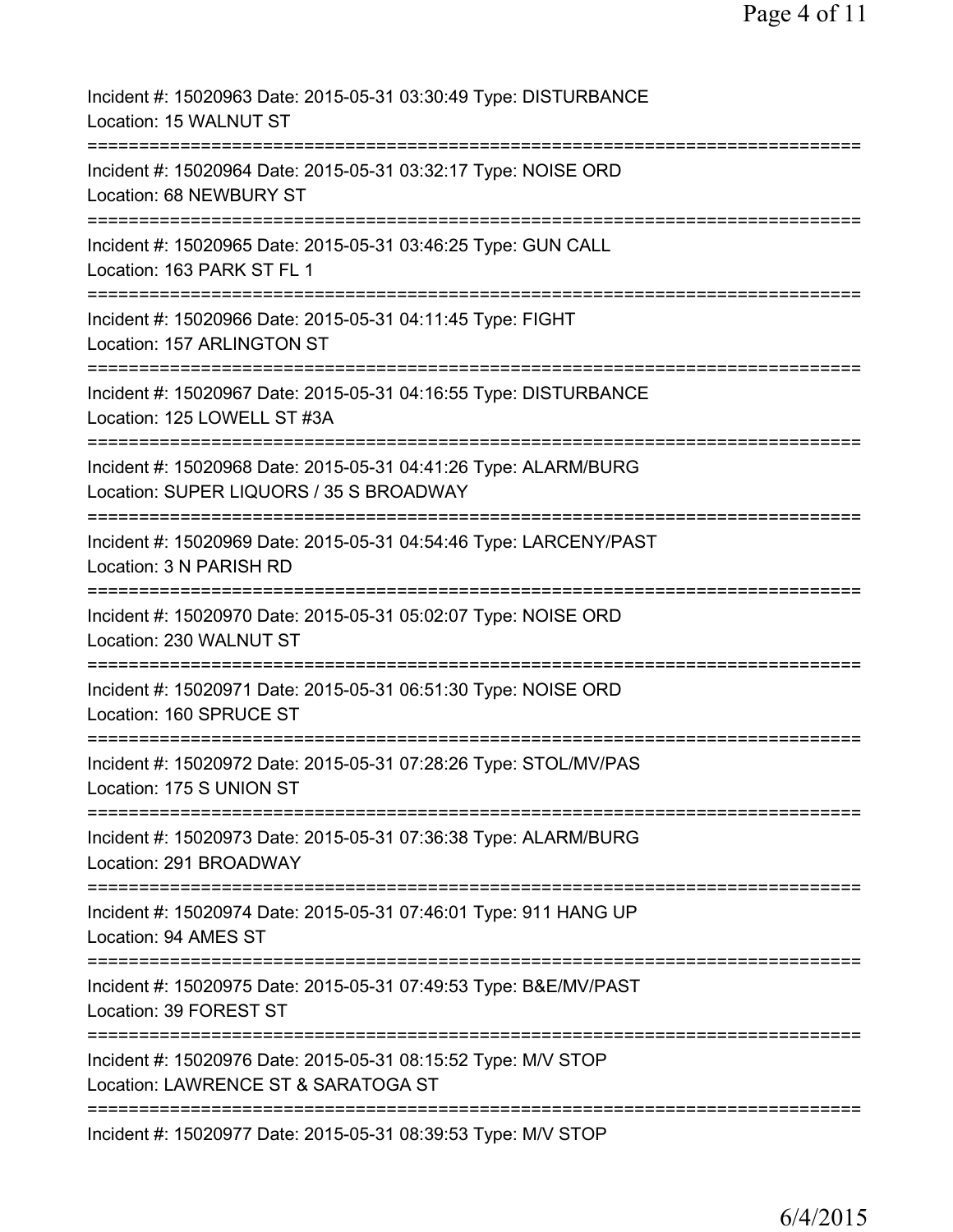Incident #: 15020963 Date: 2015-05-31 03:30:49 Type: DISTURBANCE
Location: 15 WALNUT ST
===========================================================================
Incident #: 15020964 Date: 2015-05-31 03:32:17 Type: NOISE ORD
Location: 68 NEWBURY ST
===========================================================================
Incident #: 15020965 Date: 2015-05-31 03:46:25 Type: GUN CALL
Location: 163 PARK ST FL 1
===========================================================================
Incident #: 15020966 Date: 2015-05-31 04:11:45 Type: FIGHT
Location: 157 ARLINGTON ST
===========================================================================
Incident #: 15020967 Date: 2015-05-31 04:16:55 Type: DISTURBANCE
Location: 125 LOWELL ST #3A
===========================================================================
Incident #: 15020968 Date: 2015-05-31 04:41:26 Type: ALARM/BURG
Location: SUPER LIQUORS / 35 S BROADWAY
===========================================================================
Incident #: 15020969 Date: 2015-05-31 04:54:46 Type: LARCENY/PAST
Location: 3 N PARISH RD
===========================================================================
Incident #: 15020970 Date: 2015-05-31 05:02:07 Type: NOISE ORD
Location: 230 WALNUT ST
===========================================================================
Incident #: 15020971 Date: 2015-05-31 06:51:30 Type: NOISE ORD
Location: 160 SPRUCE ST
===========================================================================
Incident #: 15020972 Date: 2015-05-31 07:28:26 Type: STOL/MV/PAS
Location: 175 S UNION ST
===========================================================================
Incident #: 15020973 Date: 2015-05-31 07:36:38 Type: ALARM/BURG
Location: 291 BROADWAY
===========================================================================
Incident #: 15020974 Date: 2015-05-31 07:46:01 Type: 911 HANG UP
Location: 94 AMES ST
===========================================================================
Incident #: 15020975 Date: 2015-05-31 07:49:53 Type: B&E/MV/PAST
Location: 39 FOREST ST
===========================================================================
Incident #: 15020976 Date: 2015-05-31 08:15:52 Type: M/V STOP
Location: LAWRENCE ST & SARATOGA ST
===========================================================================
Incident #: 15020977 Date: 2015-05-31 08:39:53 Type: M/V STOP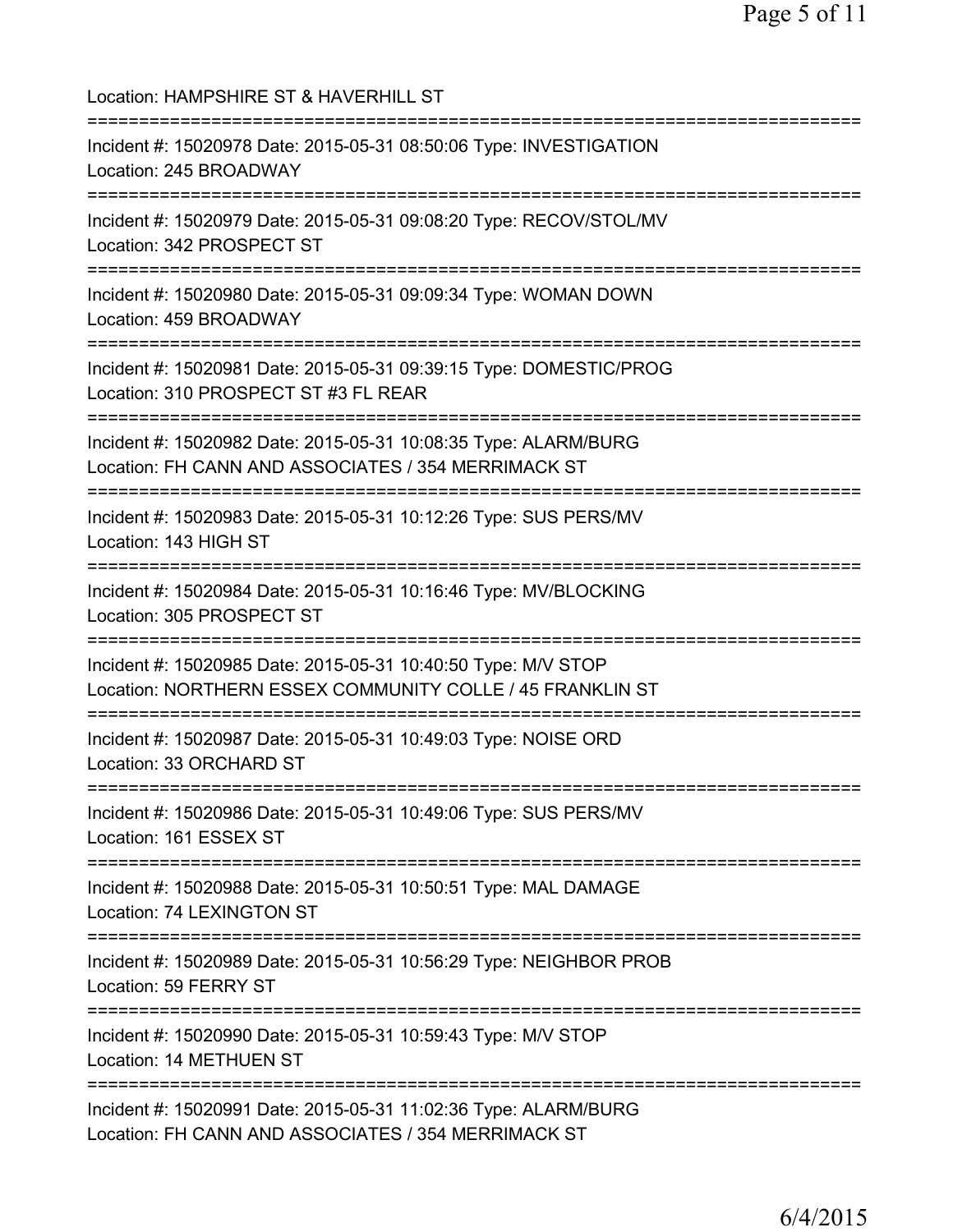Location: HAMPSHIRE ST & HAVERHILL ST

===========================================================================

Incident #: 15020978 Date: 2015-05-31 08:50:06 Type: INVESTIGATION
Location: 245 BROADWAY

===========================================================================

Incident #: 15020979 Date: 2015-05-31 09:08:20 Type: RECOV/STOL/MV
Location: 342 PROSPECT ST

===========================================================================

Incident #: 15020980 Date: 2015-05-31 09:09:34 Type: WOMAN DOWN
Location: 459 BROADWAY

===========================================================================

Incident #: 15020981 Date: 2015-05-31 09:39:15 Type: DOMESTIC/PROG
Location: 310 PROSPECT ST #3 FL REAR

===========================================================================

Incident #: 15020982 Date: 2015-05-31 10:08:35 Type: ALARM/BURG
Location: FH CANN AND ASSOCIATES / 354 MERRIMACK ST

===========================================================================

Incident #: 15020983 Date: 2015-05-31 10:12:26 Type: SUS PERS/MV
Location: 143 HIGH ST

===========================================================================

Incident #: 15020984 Date: 2015-05-31 10:16:46 Type: MV/BLOCKING
Location: 305 PROSPECT ST

===========================================================================

Incident #: 15020985 Date: 2015-05-31 10:40:50 Type: M/V STOP
Location: NORTHERN ESSEX COMMUNITY COLLE / 45 FRANKLIN ST

===========================================================================

Incident #: 15020987 Date: 2015-05-31 10:49:03 Type: NOISE ORD
Location: 33 ORCHARD ST

===========================================================================

Incident #: 15020986 Date: 2015-05-31 10:49:06 Type: SUS PERS/MV
Location: 161 ESSEX ST

===========================================================================

Incident #: 15020988 Date: 2015-05-31 10:50:51 Type: MAL DAMAGE
Location: 74 LEXINGTON ST

===========================================================================

Incident #: 15020989 Date: 2015-05-31 10:56:29 Type: NEIGHBOR PROB
Location: 59 FERRY ST

===========================================================================

Incident #: 15020990 Date: 2015-05-31 10:59:43 Type: M/V STOP
Location: 14 METHUEN ST

===========================================================================

Incident #: 15020991 Date: 2015-05-31 11:02:36 Type: ALARM/BURG
Location: FH CANN AND ASSOCIATES / 354 MERRIMACK ST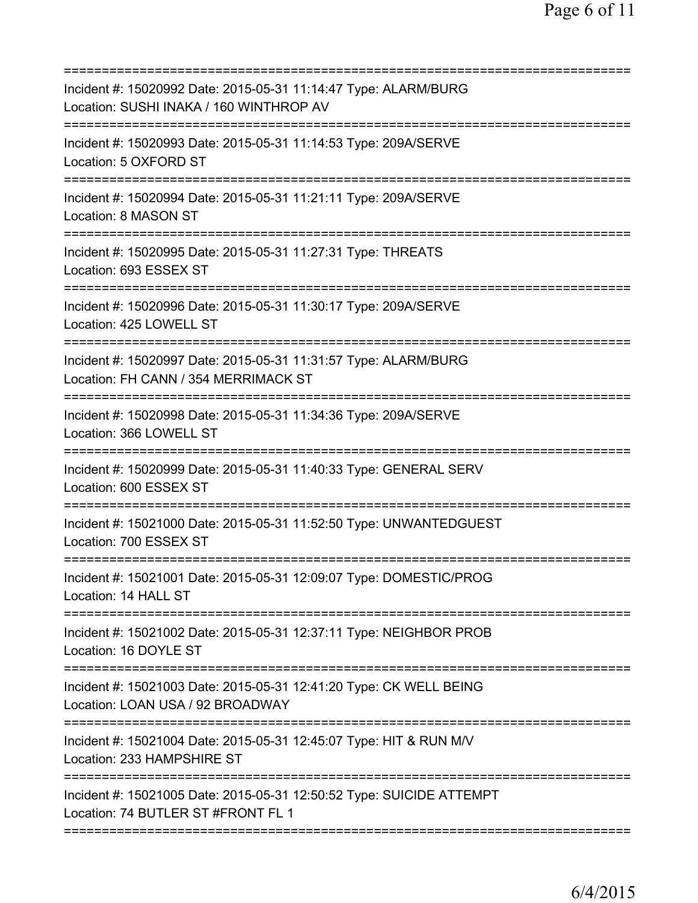==============================================================================
Incident #: 15020992 Date: 2015-05-31 11:14:47 Type: ALARM/BURG
Location: SUSHI INAKA / 160 WINTHROP AV
==============================================================================
Incident #: 15020993 Date: 2015-05-31 11:14:53 Type: 209A/SERVE
Location: 5 OXFORD ST
==============================================================================
Incident #: 15020994 Date: 2015-05-31 11:21:11 Type: 209A/SERVE
Location: 8 MASON ST
==============================================================================
Incident #: 15020995 Date: 2015-05-31 11:27:31 Type: THREATS
Location: 693 ESSEX ST
==============================================================================
Incident #: 15020996 Date: 2015-05-31 11:30:17 Type: 209A/SERVE
Location: 425 LOWELL ST
==============================================================================
Incident #: 15020997 Date: 2015-05-31 11:31:57 Type: ALARM/BURG
Location: FH CANN / 354 MERRIMACK ST
==============================================================================
Incident #: 15020998 Date: 2015-05-31 11:34:36 Type: 209A/SERVE
Location: 366 LOWELL ST
==============================================================================
Incident #: 15020999 Date: 2015-05-31 11:40:33 Type: GENERAL SERV
Location: 600 ESSEX ST
==============================================================================
Incident #: 15021000 Date: 2015-05-31 11:52:50 Type: UNWANTEDGUEST
Location: 700 ESSEX ST
==============================================================================
Incident #: 15021001 Date: 2015-05-31 12:09:07 Type: DOMESTIC/PROG
Location: 14 HALL ST
==============================================================================
Incident #: 15021002 Date: 2015-05-31 12:37:11 Type: NEIGHBOR PROB
Location: 16 DOYLE ST
==============================================================================
Incident #: 15021003 Date: 2015-05-31 12:41:20 Type: CK WELL BEING
Location: LOAN USA / 92 BROADWAY
==============================================================================
Incident #: 15021004 Date: 2015-05-31 12:45:07 Type: HIT & RUN M/V
Location: 233 HAMPSHIRE ST
==============================================================================
Incident #: 15021005 Date: 2015-05-31 12:50:52 Type: SUICIDE ATTEMPT
Location: 74 BUTLER ST #FRONT FL 1
==============================================================================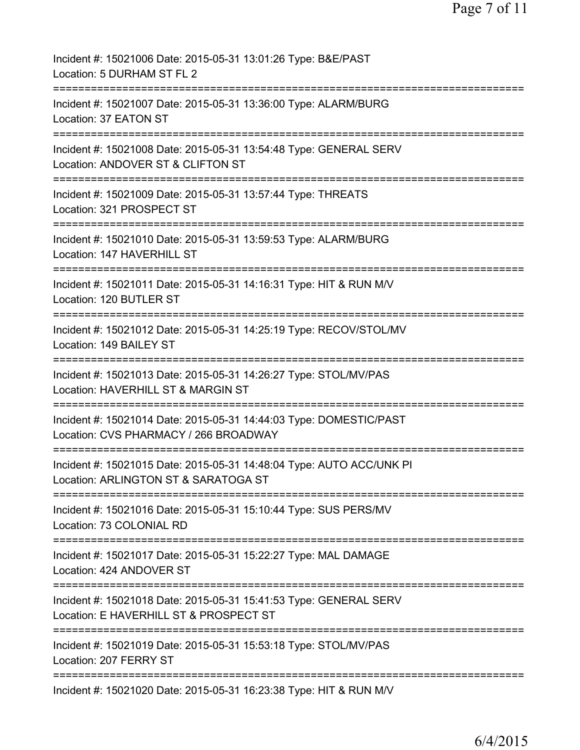Incident #: 15021006 Date: 2015-05-31 13:01:26 Type: B&E/PAST
Location: 5 DURHAM ST FL 2

===========================================================================

Incident #: 15021007 Date: 2015-05-31 13:36:00 Type: ALARM/BURG
Location: 37 EATON ST

===========================================================================

Incident #: 15021008 Date: 2015-05-31 13:54:48 Type: GENERAL SERV
Location: ANDOVER ST & CLIFTON ST

===========================================================================

Incident #: 15021009 Date: 2015-05-31 13:57:44 Type: THREATS
Location: 321 PROSPECT ST

===========================================================================

Incident #: 15021010 Date: 2015-05-31 13:59:53 Type: ALARM/BURG
Location: 147 HAVERHILL ST

===========================================================================

Incident #: 15021011 Date: 2015-05-31 14:16:31 Type: HIT & RUN M/V
Location: 120 BUTLER ST

===========================================================================

Incident #: 15021012 Date: 2015-05-31 14:25:19 Type: RECOV/STOL/MV
Location: 149 BAILEY ST

===========================================================================

Incident #: 15021013 Date: 2015-05-31 14:26:27 Type: STOL/MV/PAS
Location: HAVERHILL ST & MARGIN ST

===========================================================================

Incident #: 15021014 Date: 2015-05-31 14:44:03 Type: DOMESTIC/PAST
Location: CVS PHARMACY / 266 BROADWAY

===========================================================================

Incident #: 15021015 Date: 2015-05-31 14:48:04 Type: AUTO ACC/UNK PI
Location: ARLINGTON ST & SARATOGA ST

===========================================================================

Incident #: 15021016 Date: 2015-05-31 15:10:44 Type: SUS PERS/MV
Location: 73 COLONIAL RD

===========================================================================

Incident #: 15021017 Date: 2015-05-31 15:22:27 Type: MAL DAMAGE
Location: 424 ANDOVER ST

===========================================================================

Incident #: 15021018 Date: 2015-05-31 15:41:53 Type: GENERAL SERV
Location: E HAVERHILL ST & PROSPECT ST

===========================================================================

Incident #: 15021019 Date: 2015-05-31 15:53:18 Type: STOL/MV/PAS
Location: 207 FERRY ST

===========================================================================

Incident #: 15021020 Date: 2015-05-31 16:23:38 Type: HIT & RUN M/V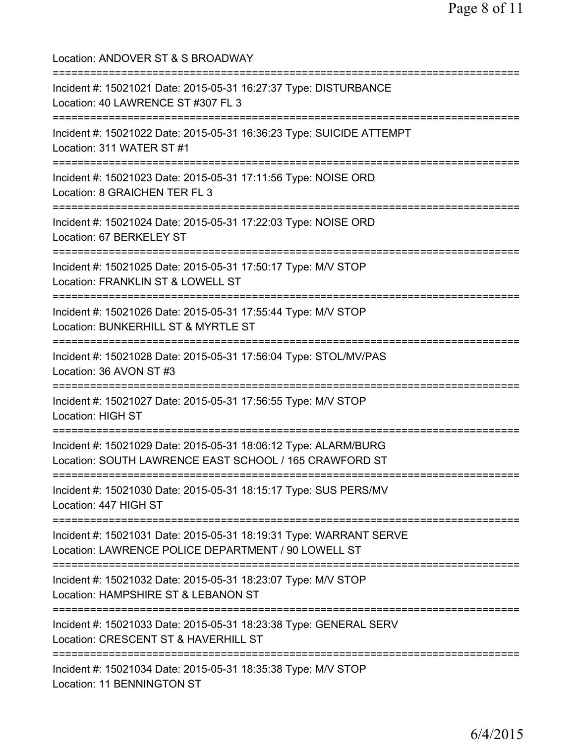Location: ANDOVER ST & S BROADWAY

===========================================================================

Incident #: 15021021 Date: 2015-05-31 16:27:37 Type: DISTURBANCE
Location: 40 LAWRENCE ST #307 FL 3

===========================================================================

Incident #: 15021022 Date: 2015-05-31 16:36:23 Type: SUICIDE ATTEMPT
Location: 311 WATER ST #1

===========================================================================

Incident #: 15021023 Date: 2015-05-31 17:11:56 Type: NOISE ORD
Location: 8 GRAICHEN TER FL 3

===========================================================================

Incident #: 15021024 Date: 2015-05-31 17:22:03 Type: NOISE ORD
Location: 67 BERKELEY ST

===========================================================================

Incident #: 15021025 Date: 2015-05-31 17:50:17 Type: M/V STOP
Location: FRANKLIN ST & LOWELL ST

===========================================================================

Incident #: 15021026 Date: 2015-05-31 17:55:44 Type: M/V STOP
Location: BUNKERHILL ST & MYRTLE ST

===========================================================================

Incident #: 15021028 Date: 2015-05-31 17:56:04 Type: STOL/MV/PAS
Location: 36 AVON ST #3

===========================================================================

Incident #: 15021027 Date: 2015-05-31 17:56:55 Type: M/V STOP
Location: HIGH ST

===========================================================================

Incident #: 15021029 Date: 2015-05-31 18:06:12 Type: ALARM/BURG
Location: SOUTH LAWRENCE EAST SCHOOL / 165 CRAWFORD ST

===========================================================================

Incident #: 15021030 Date: 2015-05-31 18:15:17 Type: SUS PERS/MV
Location: 447 HIGH ST

===========================================================================

Incident #: 15021031 Date: 2015-05-31 18:19:31 Type: WARRANT SERVE
Location: LAWRENCE POLICE DEPARTMENT / 90 LOWELL ST

===========================================================================

Incident #: 15021032 Date: 2015-05-31 18:23:07 Type: M/V STOP
Location: HAMPSHIRE ST & LEBANON ST

===========================================================================

Incident #: 15021033 Date: 2015-05-31 18:23:38 Type: GENERAL SERV
Location: CRESCENT ST & HAVERHILL ST

===========================================================================

Incident #: 15021034 Date: 2015-05-31 18:35:38 Type: M/V STOP
Location: 11 BENNINGTON ST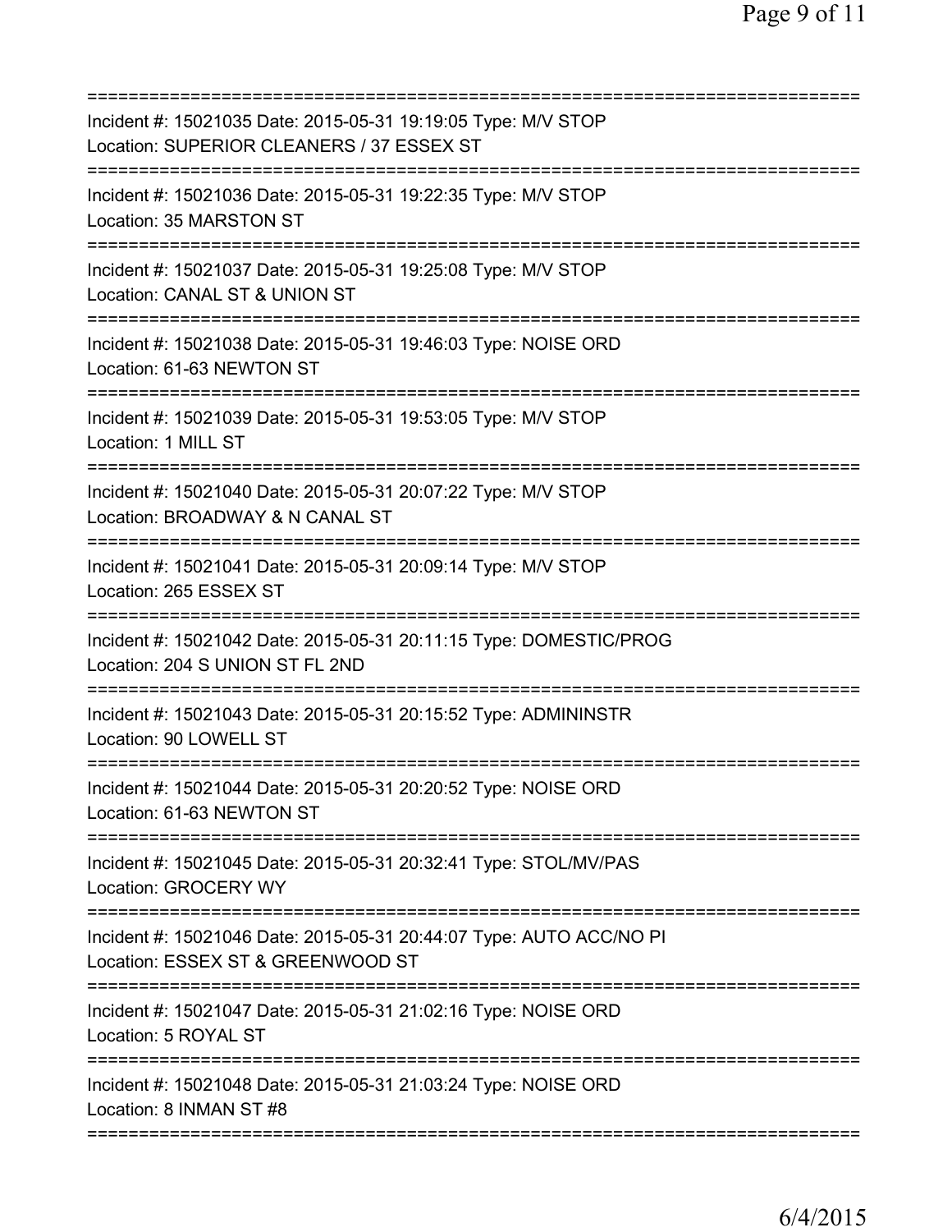==============================================================================

Incident #: 15021035 Date: 2015-05-31 19:19:05 Type: M/V STOP
Location: SUPERIOR CLEANERS / 37 ESSEX ST

==============================================================================

Incident #: 15021036 Date: 2015-05-31 19:22:35 Type: M/V STOP
Location: 35 MARSTON ST

==============================================================================

Incident #: 15021037 Date: 2015-05-31 19:25:08 Type: M/V STOP
Location: CANAL ST & UNION ST

==============================================================================

Incident #: 15021038 Date: 2015-05-31 19:46:03 Type: NOISE ORD
Location: 61-63 NEWTON ST

==============================================================================

Incident #: 15021039 Date: 2015-05-31 19:53:05 Type: M/V STOP
Location: 1 MILL ST

==============================================================================

Incident #: 15021040 Date: 2015-05-31 20:07:22 Type: M/V STOP
Location: BROADWAY & N CANAL ST

==============================================================================

Incident #: 15021041 Date: 2015-05-31 20:09:14 Type: M/V STOP
Location: 265 ESSEX ST

==============================================================================

Incident #: 15021042 Date: 2015-05-31 20:11:15 Type: DOMESTIC/PROG
Location: 204 S UNION ST FL 2ND

==============================================================================

Incident #: 15021043 Date: 2015-05-31 20:15:52 Type: ADMININSTR
Location: 90 LOWELL ST

==============================================================================

Incident #: 15021044 Date: 2015-05-31 20:20:52 Type: NOISE ORD
Location: 61-63 NEWTON ST

==============================================================================

Incident #: 15021045 Date: 2015-05-31 20:32:41 Type: STOL/MV/PAS
Location: GROCERY WY

==============================================================================

Incident #: 15021046 Date: 2015-05-31 20:44:07 Type: AUTO ACC/NO PI
Location: ESSEX ST & GREENWOOD ST

==============================================================================

Incident #: 15021047 Date: 2015-05-31 21:02:16 Type: NOISE ORD
Location: 5 ROYAL ST

==============================================================================

Incident #: 15021048 Date: 2015-05-31 21:03:24 Type: NOISE ORD
Location: 8 INMAN ST #8

==============================================================================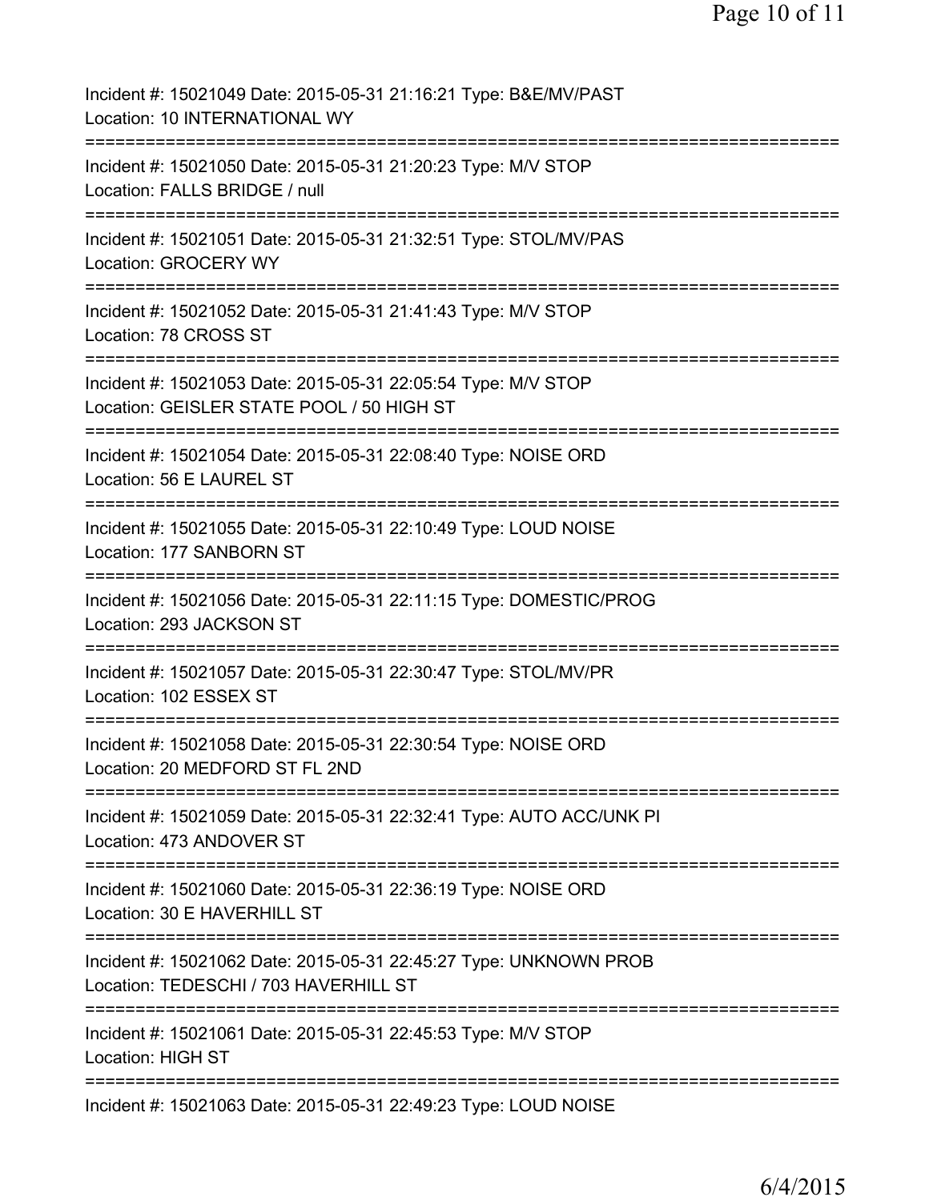Incident #: 15021049 Date: 2015-05-31 21:16:21 Type: B&E/MV/PAST
Location: 10 INTERNATIONAL WY

===========================================================================

Incident #: 15021050 Date: 2015-05-31 21:20:23 Type: M/V STOP
Location: FALLS BRIDGE / null

===========================================================================

Incident #: 15021051 Date: 2015-05-31 21:32:51 Type: STOL/MV/PAS
Location: GROCERY WY

===========================================================================

Incident #: 15021052 Date: 2015-05-31 21:41:43 Type: M/V STOP
Location: 78 CROSS ST

===========================================================================

Incident #: 15021053 Date: 2015-05-31 22:05:54 Type: M/V STOP
Location: GEISLER STATE POOL / 50 HIGH ST

===========================================================================

Incident #: 15021054 Date: 2015-05-31 22:08:40 Type: NOISE ORD
Location: 56 E LAUREL ST

===========================================================================

Incident #: 15021055 Date: 2015-05-31 22:10:49 Type: LOUD NOISE
Location: 177 SANBORN ST

===========================================================================

Incident #: 15021056 Date: 2015-05-31 22:11:15 Type: DOMESTIC/PROG
Location: 293 JACKSON ST

===========================================================================

Incident #: 15021057 Date: 2015-05-31 22:30:47 Type: STOL/MV/PR
Location: 102 ESSEX ST

===========================================================================

Incident #: 15021058 Date: 2015-05-31 22:30:54 Type: NOISE ORD
Location: 20 MEDFORD ST FL 2ND

===========================================================================

Incident #: 15021059 Date: 2015-05-31 22:32:41 Type: AUTO ACC/UNK PI
Location: 473 ANDOVER ST

===========================================================================

Incident #: 15021060 Date: 2015-05-31 22:36:19 Type: NOISE ORD
Location: 30 E HAVERHILL ST

===========================================================================

Incident #: 15021062 Date: 2015-05-31 22:45:27 Type: UNKNOWN PROB
Location: TEDESCHI / 703 HAVERHILL ST

===========================================================================

Incident #: 15021061 Date: 2015-05-31 22:45:53 Type: M/V STOP
Location: HIGH ST

===========================================================================

Incident #: 15021063 Date: 2015-05-31 22:49:23 Type: LOUD NOISE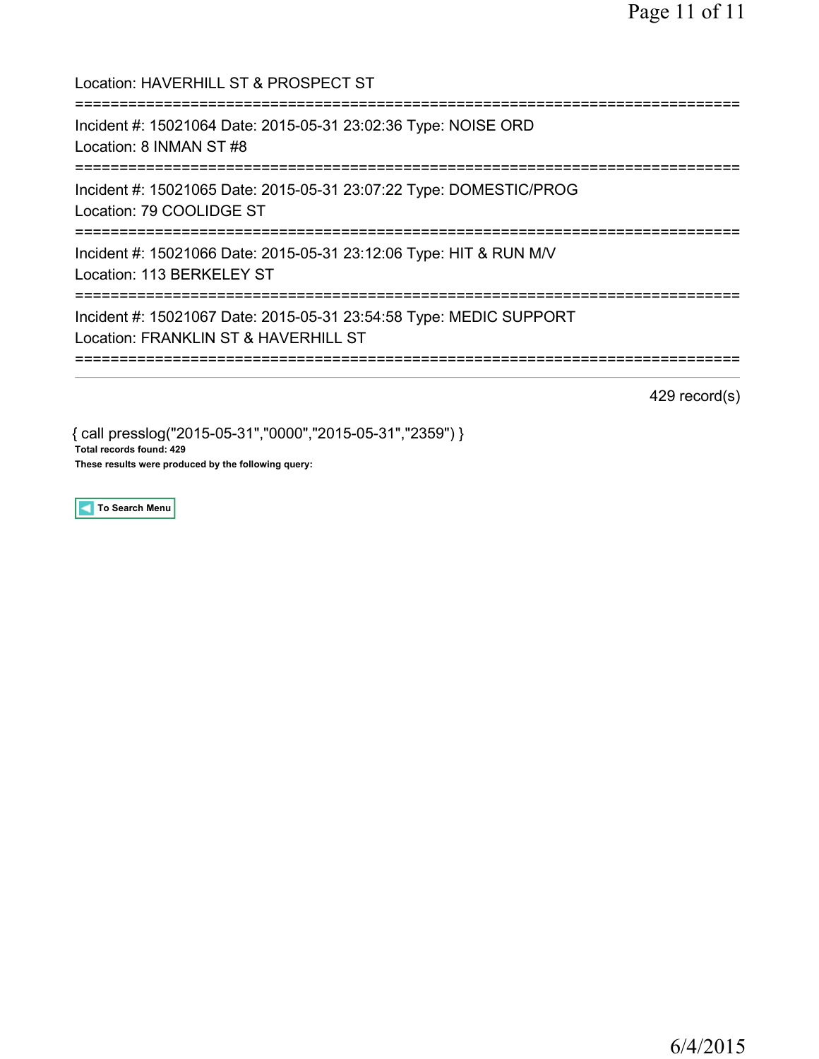Location: HAVERHILL ST & PROSPECT ST

===========================================================================

Incident #: 15021064 Date: 2015-05-31 23:02:36 Type: NOISE ORD

Location: 8 INMAN ST #8

===========================================================================

Incident #: 15021065 Date: 2015-05-31 23:07:22 Type: DOMESTIC/PROG

Location: 79 COOLIDGE ST

===========================================================================

Incident #: 15021066 Date: 2015-05-31 23:12:06 Type: HIT & RUN M/V

Location: 113 BERKELEY ST

===========================================================================

Incident #: 15021067 Date: 2015-05-31 23:54:58 Type: MEDIC SUPPORT

Location: FRANKLIN ST & HAVERHILL ST

===========================================================================

429 record(s)

{ call presslog("2015-05-31","0000","2015-05-31","2359") }

**Total records found: 429**

**These results were produced by the following query:**

**To Search Menu**